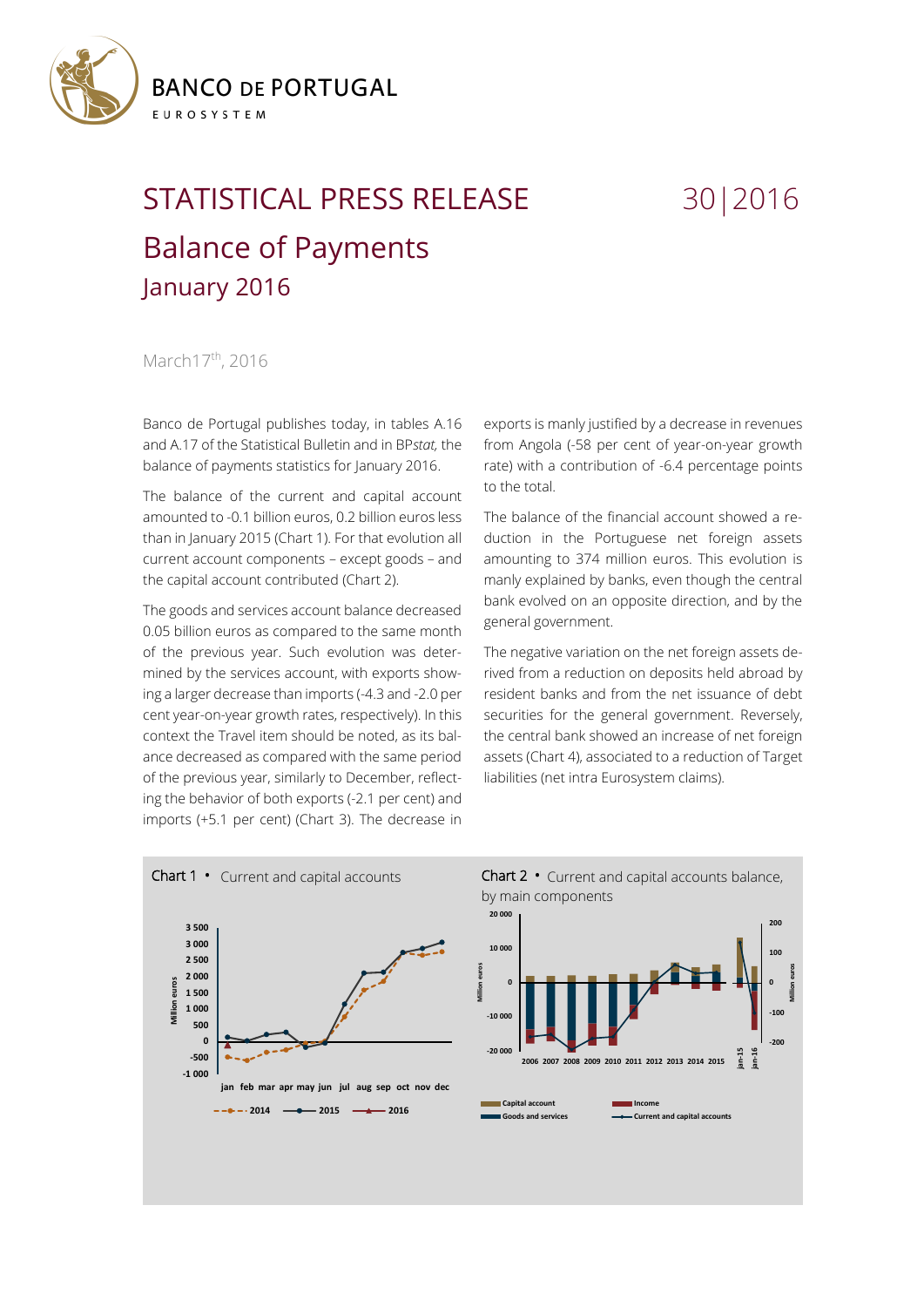BANCO DE PORTUGAL

EUROSYSTEM

# STATISTICAL PRESS RELEASE 30|2016

## Balance of Payments

### January 2016

March17th, 2016

Banco de Portugal publishes today, in tables A.16 and A.17 of the Statistical Bulletin and in BP*stat,* the balance of payments statistics for January 2016.

The balance of the current and capital account amounted to -0.1 billion euros, 0.2 billion euros less than in January 2015 (Chart 1). For that evolution all current account components – except goods – and the capital account contributed (Chart 2).

The goods and services account balance decreased 0.05 billion euros as compared to the same month of the previous year. Such evolution was determined by the services account, with exports showing a larger decrease than imports (-4.3 and -2.0 per cent year-on-year growth rates, respectively). In this context the Travel item should be noted, as its balance decreased as compared with the same period of the previous year, similarly to December, reflecting the behavior of both exports (-2.1 per cent) and imports (+5.1 per cent) (Chart 3). The decrease in exports is manly justified by a decrease in revenues from Angola (-58 per cent of year-on-year growth rate) with a contribution of -6.4 percentage points to the total.

The balance of the financial account showed a reduction in the Portuguese net foreign assets amounting to 374 million euros. This evolution is manly explained by banks, even though the central bank evolved on an opposite direction, and by the general government.

The negative variation on the net foreign assets derived from a reduction on deposits held abroad by resident banks and from the net issuance of debt securities for the general government. Reversely, the central bank showed an increase of net foreign assets (Chart 4), associated to a reduction of Target liabilities (net intra Eurosystem claims).

Chart 1 • Current and capital accounts

Chart 2 • Current and capital accounts balance, by main components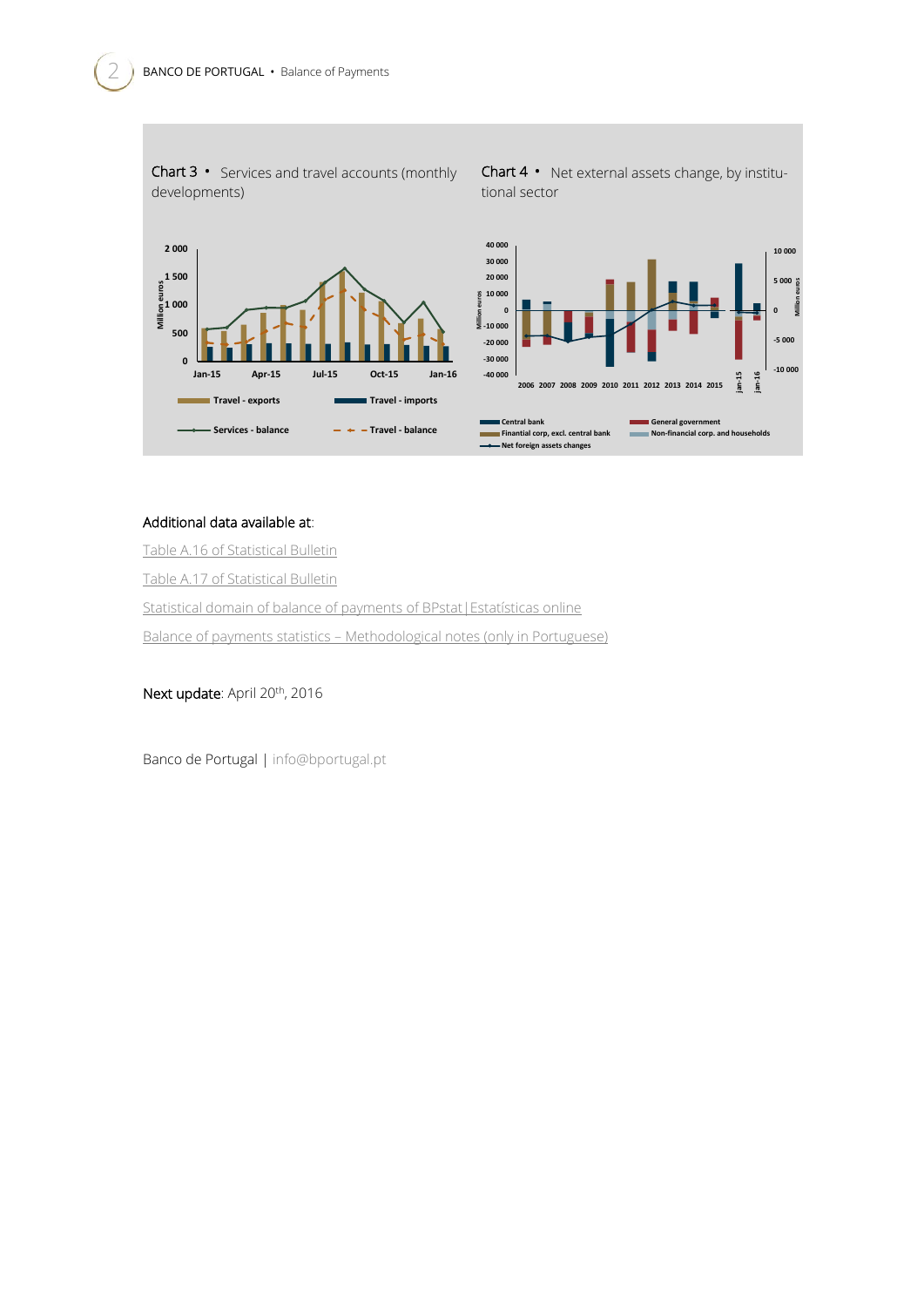Chart 3 • Services and travel accounts (monthly developments)

Million euros

2 000
1 500
1 000
500
0

Jan-15
Apr-15
Jul-15
Oct-15
Jan-16

Travel - exports
Travel - imports
Services - balance
Travel - balance

Chart 4 • Net external assets change, by institutional sector

Million euros

40 000
30 000
20 000
10 000
0
-10 000
-20 000
-30 000
-40 000

10 000
5 000
0
-5 000
-10 000

2006 2007 2008 2009 2010 2011 2012 2013 2014 2015 jan-15 jan-16

Central bank
General government
Finantial corp, excl. central bank
Non-financial corp. and households
Net foreign assets changes

Additional data available at:

Table A.16 of Statistical Bulletin

Table A.17 of Statistical Bulletin

Statistical domain of balance of payments of BPstat|Estatísticas online

Balance of payments statistics – Methodological notes (only in Portuguese)

Next update: April 20th, 2016

Banco de Portugal | info@bportugal.pt